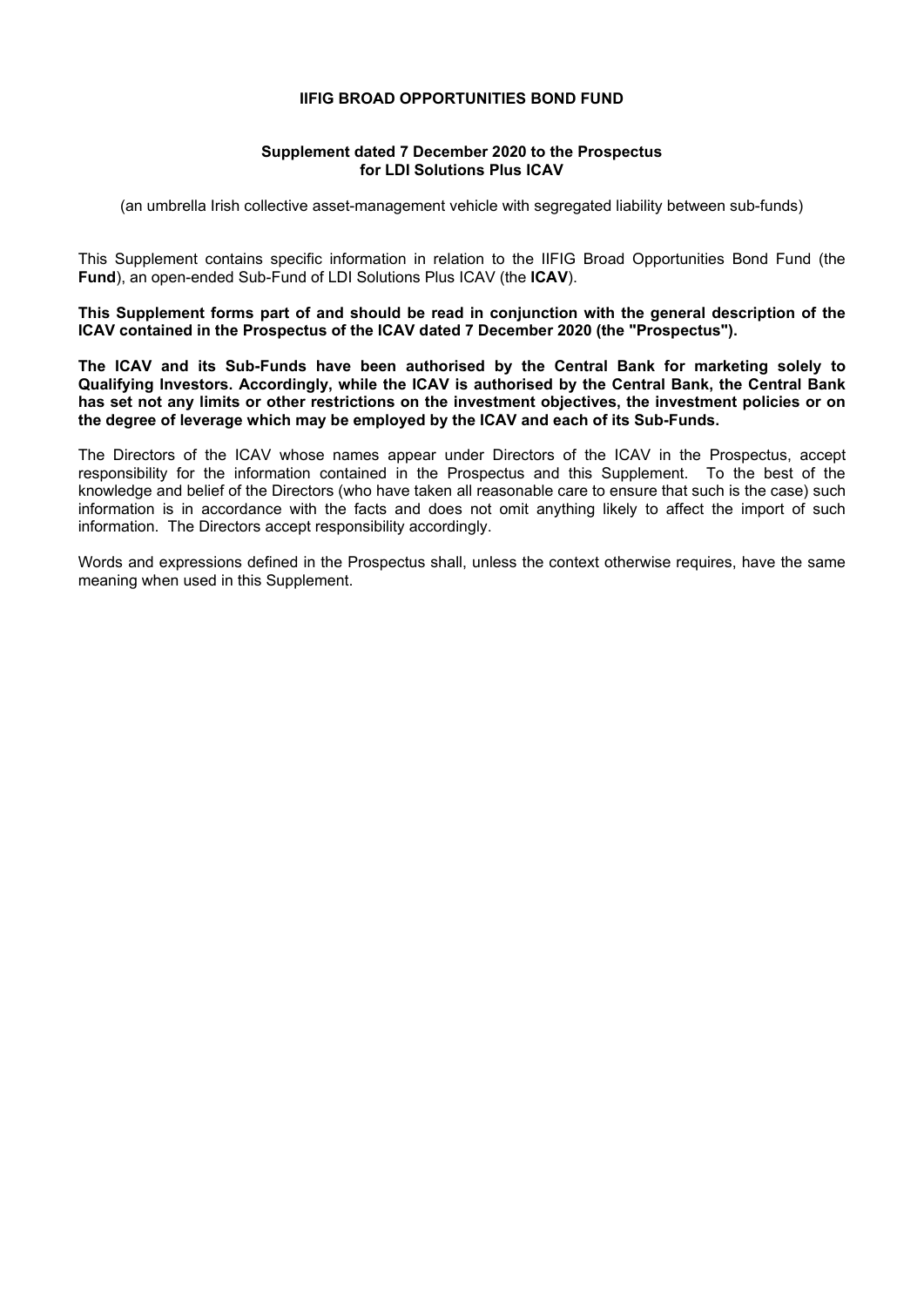# IIFIG BROAD OPPORTUNITIES BOND FUND

**Supplement dated 7 December 2020 to the Prospectus for LDI Solutions Plus ICAV**

(an umbrella Irish collective asset-management vehicle with segregated liability between sub-funds)

This Supplement contains specific information in relation to the IIFIG Broad Opportunities Bond Fund (the **Fund**), an open-ended Sub-Fund of LDI Solutions Plus ICAV (the **ICAV**).

**This Supplement forms part of and should be read in conjunction with the general description of the ICAV contained in the Prospectus of the ICAV dated 7 December 2020 (the "Prospectus").**

**The ICAV and its Sub-Funds have been authorised by the Central Bank for marketing solely to Qualifying Investors. Accordingly, while the ICAV is authorised by the Central Bank, the Central Bank has set not any limits or other restrictions on the investment objectives, the investment policies or on the degree of leverage which may be employed by the ICAV and each of its Sub-Funds.**

The Directors of the ICAV whose names appear under Directors of the ICAV in the Prospectus, accept responsibility for the information contained in the Prospectus and this Supplement. To the best of the knowledge and belief of the Directors (who have taken all reasonable care to ensure that such is the case) such information is in accordance with the facts and does not omit anything likely to affect the import of such information. The Directors accept responsibility accordingly.

Words and expressions defined in the Prospectus shall, unless the context otherwise requires, have the same meaning when used in this Supplement.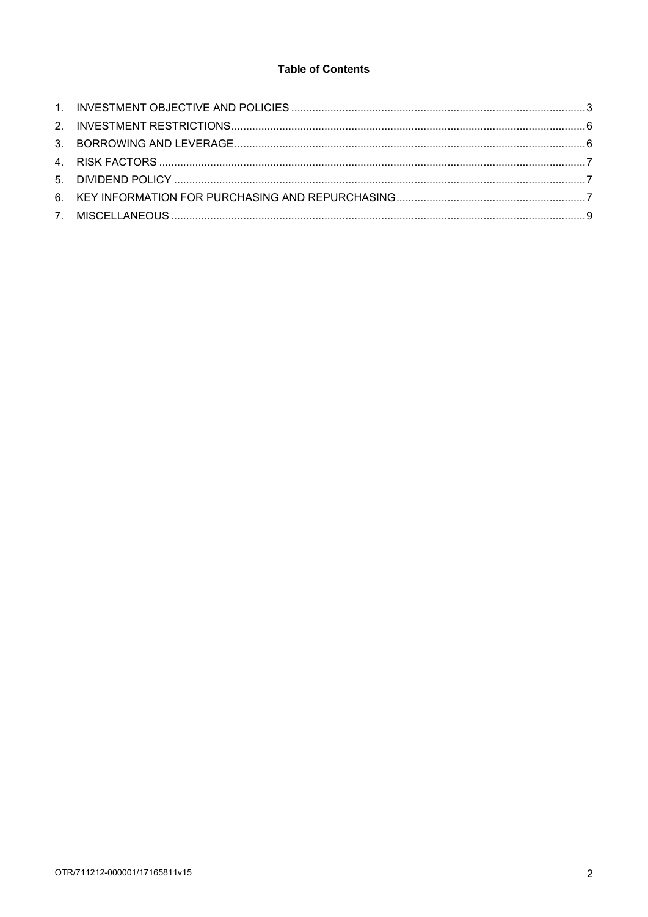**Table of Contents**

1. INVESTMENT OBJECTIVE AND POLICIES ........................................................................................... 3
2. INVESTMENT RESTRICTIONS ............................................................................................................ 6
3. BORROWING AND LEVERAGE ........................................................................................................... 6
4. RISK FACTORS .................................................................................................................................... 7
5. DIVIDEND POLICY ............................................................................................................................... 7
6. KEY INFORMATION FOR PURCHASING AND REPURCHASING ....................................................... 7
7. MISCELLANEOUS ................................................................................................................................ 9

OTR/711212-000001/17165811v15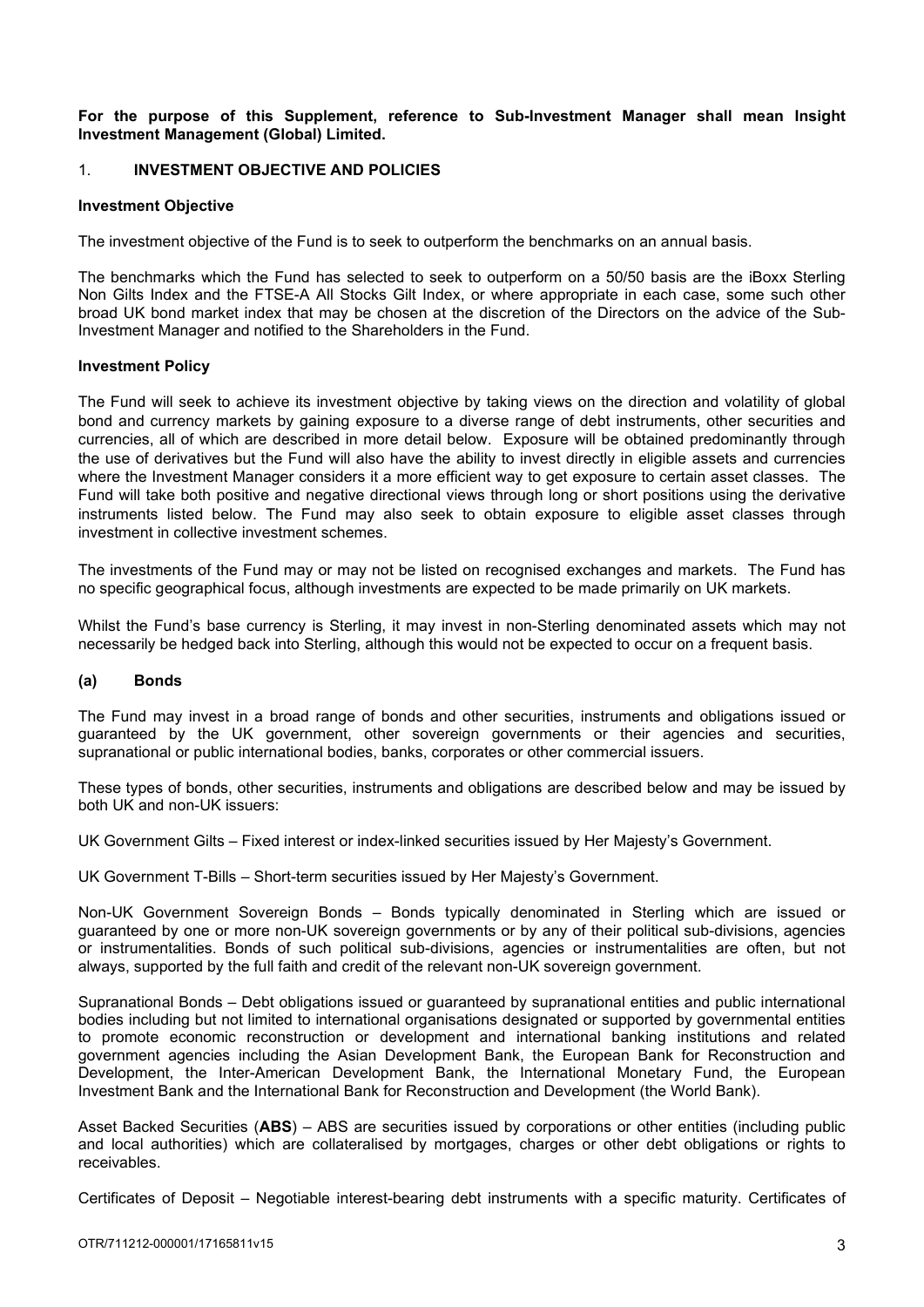**For the purpose of this Supplement, reference to Sub-Investment Manager shall mean Insight Investment Management (Global) Limited.**

## 1. INVESTMENT OBJECTIVE AND POLICIES

### Investment Objective

The investment objective of the Fund is to seek to outperform the benchmarks on an annual basis.

The benchmarks which the Fund has selected to seek to outperform on a 50/50 basis are the iBoxx Sterling Non Gilts Index and the FTSE-A All Stocks Gilt Index, or where appropriate in each case, some such other broad UK bond market index that may be chosen at the discretion of the Directors on the advice of the Sub-Investment Manager and notified to the Shareholders in the Fund.

### Investment Policy

The Fund will seek to achieve its investment objective by taking views on the direction and volatility of global bond and currency markets by gaining exposure to a diverse range of debt instruments, other securities and currencies, all of which are described in more detail below. Exposure will be obtained predominantly through the use of derivatives but the Fund will also have the ability to invest directly in eligible assets and currencies where the Investment Manager considers it a more efficient way to get exposure to certain asset classes. The Fund will take both positive and negative directional views through long or short positions using the derivative instruments listed below. The Fund may also seek to obtain exposure to eligible asset classes through investment in collective investment schemes.

The investments of the Fund may or may not be listed on recognised exchanges and markets. The Fund has no specific geographical focus, although investments are expected to be made primarily on UK markets.

Whilst the Fund's base currency is Sterling, it may invest in non-Sterling denominated assets which may not necessarily be hedged back into Sterling, although this would not be expected to occur on a frequent basis.

### (a) Bonds

The Fund may invest in a broad range of bonds and other securities, instruments and obligations issued or guaranteed by the UK government, other sovereign governments or their agencies and securities, supranational or public international bodies, banks, corporates or other commercial issuers.

These types of bonds, other securities, instruments and obligations are described below and may be issued by both UK and non-UK issuers:

UK Government Gilts – Fixed interest or index-linked securities issued by Her Majesty's Government.

UK Government T-Bills – Short-term securities issued by Her Majesty's Government.

Non-UK Government Sovereign Bonds – Bonds typically denominated in Sterling which are issued or guaranteed by one or more non-UK sovereign governments or by any of their political sub-divisions, agencies or instrumentalities. Bonds of such political sub-divisions, agencies or instrumentalities are often, but not always, supported by the full faith and credit of the relevant non-UK sovereign government.

Supranational Bonds – Debt obligations issued or guaranteed by supranational entities and public international bodies including but not limited to international organisations designated or supported by governmental entities to promote economic reconstruction or development and international banking institutions and related government agencies including the Asian Development Bank, the European Bank for Reconstruction and Development, the Inter-American Development Bank, the International Monetary Fund, the European Investment Bank and the International Bank for Reconstruction and Development (the World Bank).

Asset Backed Securities (**ABS**) – ABS are securities issued by corporations or other entities (including public and local authorities) which are collateralised by mortgages, charges or other debt obligations or rights to receivables.

Certificates of Deposit – Negotiable interest-bearing debt instruments with a specific maturity. Certificates of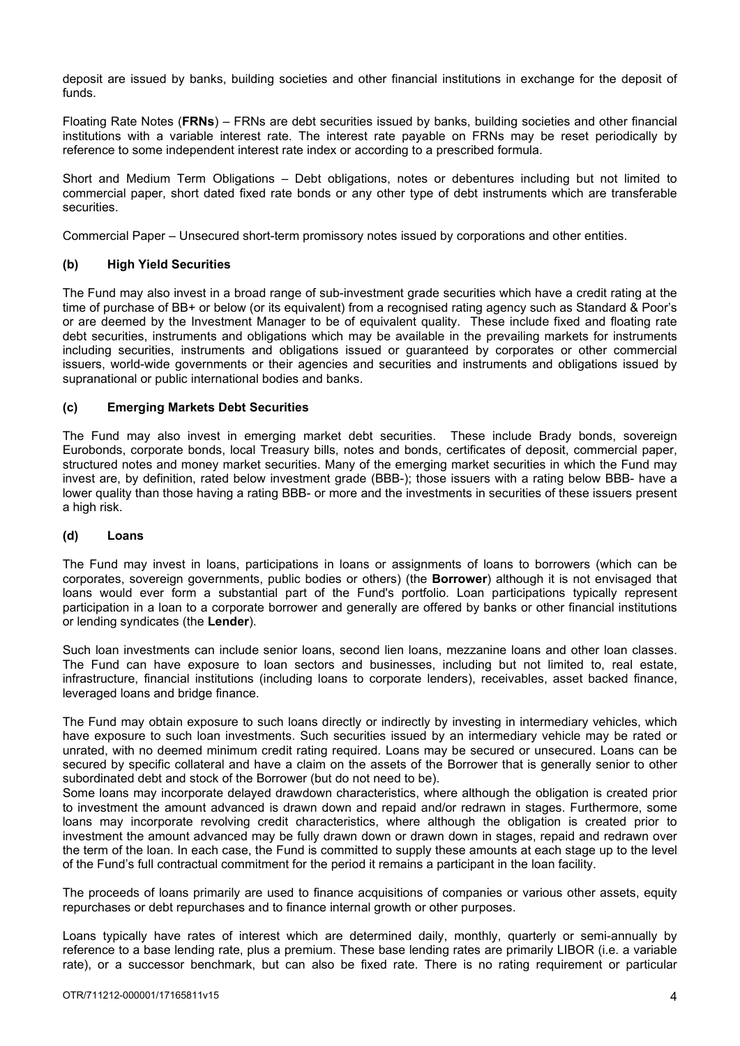deposit are issued by banks, building societies and other financial institutions in exchange for the deposit of funds.

Floating Rate Notes (**FRNs**) – FRNs are debt securities issued by banks, building societies and other financial institutions with a variable interest rate. The interest rate payable on FRNs may be reset periodically by reference to some independent interest rate index or according to a prescribed formula.

Short and Medium Term Obligations – Debt obligations, notes or debentures including but not limited to commercial paper, short dated fixed rate bonds or any other type of debt instruments which are transferable securities.

Commercial Paper – Unsecured short-term promissory notes issued by corporations and other entities.

### (b) High Yield Securities

The Fund may also invest in a broad range of sub-investment grade securities which have a credit rating at the time of purchase of BB+ or below (or its equivalent) from a recognised rating agency such as Standard & Poor's or are deemed by the Investment Manager to be of equivalent quality. These include fixed and floating rate debt securities, instruments and obligations which may be available in the prevailing markets for instruments including securities, instruments and obligations issued or guaranteed by corporates or other commercial issuers, world-wide governments or their agencies and securities and instruments and obligations issued by supranational or public international bodies and banks.

### (c) Emerging Markets Debt Securities

The Fund may also invest in emerging market debt securities. These include Brady bonds, sovereign Eurobonds, corporate bonds, local Treasury bills, notes and bonds, certificates of deposit, commercial paper, structured notes and money market securities. Many of the emerging market securities in which the Fund may invest are, by definition, rated below investment grade (BBB-); those issuers with a rating below BBB- have a lower quality than those having a rating BBB- or more and the investments in securities of these issuers present a high risk.

### (d) Loans

The Fund may invest in loans, participations in loans or assignments of loans to borrowers (which can be corporates, sovereign governments, public bodies or others) (the **Borrower**) although it is not envisaged that loans would ever form a substantial part of the Fund's portfolio. Loan participations typically represent participation in a loan to a corporate borrower and generally are offered by banks or other financial institutions or lending syndicates (the **Lender**).

Such loan investments can include senior loans, second lien loans, mezzanine loans and other loan classes. The Fund can have exposure to loan sectors and businesses, including but not limited to, real estate, infrastructure, financial institutions (including loans to corporate lenders), receivables, asset backed finance, leveraged loans and bridge finance.

The Fund may obtain exposure to such loans directly or indirectly by investing in intermediary vehicles, which have exposure to such loan investments. Such securities issued by an intermediary vehicle may be rated or unrated, with no deemed minimum credit rating required. Loans may be secured or unsecured. Loans can be secured by specific collateral and have a claim on the assets of the Borrower that is generally senior to other subordinated debt and stock of the Borrower (but do not need to be).

Some loans may incorporate delayed drawdown characteristics, where although the obligation is created prior to investment the amount advanced is drawn down and repaid and/or redrawn in stages. Furthermore, some loans may incorporate revolving credit characteristics, where although the obligation is created prior to investment the amount advanced may be fully drawn down or drawn down in stages, repaid and redrawn over the term of the loan. In each case, the Fund is committed to supply these amounts at each stage up to the level of the Fund's full contractual commitment for the period it remains a participant in the loan facility.

The proceeds of loans primarily are used to finance acquisitions of companies or various other assets, equity repurchases or debt repurchases and to finance internal growth or other purposes.

Loans typically have rates of interest which are determined daily, monthly, quarterly or semi-annually by reference to a base lending rate, plus a premium. These base lending rates are primarily LIBOR (i.e. a variable rate), or a successor benchmark, but can also be fixed rate. There is no rating requirement or particular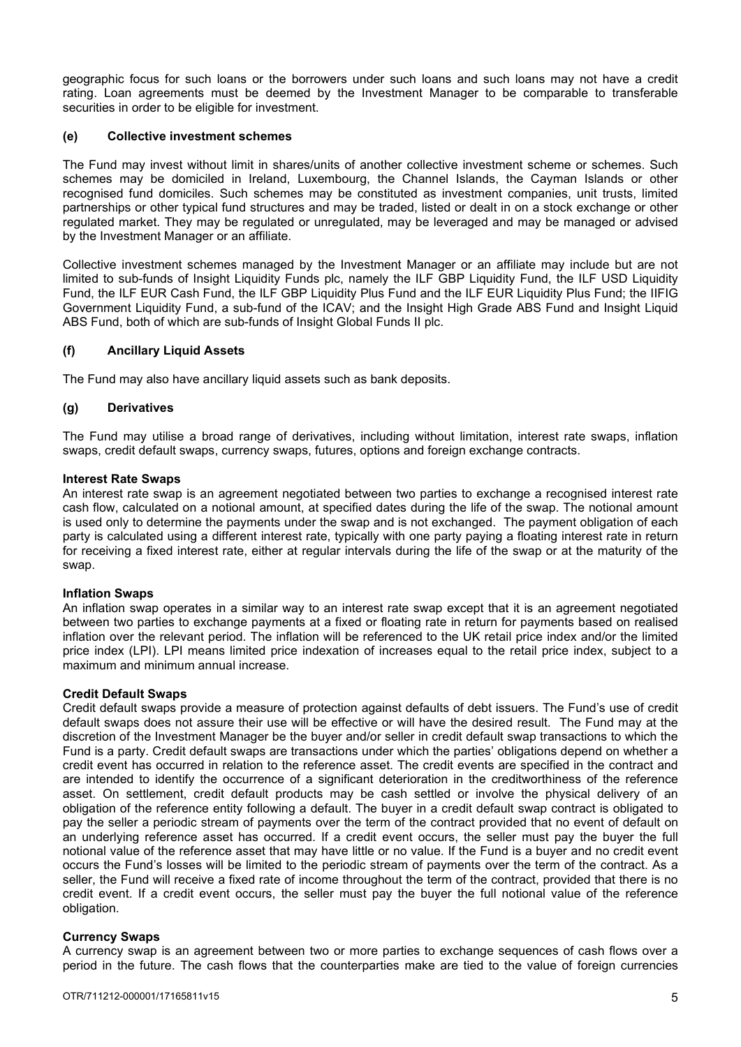geographic focus for such loans or the borrowers under such loans and such loans may not have a credit rating. Loan agreements must be deemed by the Investment Manager to be comparable to transferable securities in order to be eligible for investment.

### (e) Collective investment schemes

The Fund may invest without limit in shares/units of another collective investment scheme or schemes. Such schemes may be domiciled in Ireland, Luxembourg, the Channel Islands, the Cayman Islands or other recognised fund domiciles. Such schemes may be constituted as investment companies, unit trusts, limited partnerships or other typical fund structures and may be traded, listed or dealt in on a stock exchange or other regulated market. They may be regulated or unregulated, may be leveraged and may be managed or advised by the Investment Manager or an affiliate.

Collective investment schemes managed by the Investment Manager or an affiliate may include but are not limited to sub-funds of Insight Liquidity Funds plc, namely the ILF GBP Liquidity Fund, the ILF USD Liquidity Fund, the ILF EUR Cash Fund, the ILF GBP Liquidity Plus Fund and the ILF EUR Liquidity Plus Fund; the IIFIG Government Liquidity Fund, a sub-fund of the ICAV; and the Insight High Grade ABS Fund and Insight Liquid ABS Fund, both of which are sub-funds of Insight Global Funds II plc.

### (f) Ancillary Liquid Assets

The Fund may also have ancillary liquid assets such as bank deposits.

### (g) Derivatives

The Fund may utilise a broad range of derivatives, including without limitation, interest rate swaps, inflation swaps, credit default swaps, currency swaps, futures, options and foreign exchange contracts.

**Interest Rate Swaps**

An interest rate swap is an agreement negotiated between two parties to exchange a recognised interest rate cash flow, calculated on a notional amount, at specified dates during the life of the swap. The notional amount is used only to determine the payments under the swap and is not exchanged. The payment obligation of each party is calculated using a different interest rate, typically with one party paying a floating interest rate in return for receiving a fixed interest rate, either at regular intervals during the life of the swap or at the maturity of the swap.

**Inflation Swaps**

An inflation swap operates in a similar way to an interest rate swap except that it is an agreement negotiated between two parties to exchange payments at a fixed or floating rate in return for payments based on realised inflation over the relevant period. The inflation will be referenced to the UK retail price index and/or the limited price index (LPI). LPI means limited price indexation of increases equal to the retail price index, subject to a maximum and minimum annual increase.

**Credit Default Swaps**

Credit default swaps provide a measure of protection against defaults of debt issuers. The Fund's use of credit default swaps does not assure their use will be effective or will have the desired result. The Fund may at the discretion of the Investment Manager be the buyer and/or seller in credit default swap transactions to which the Fund is a party. Credit default swaps are transactions under which the parties' obligations depend on whether a credit event has occurred in relation to the reference asset. The credit events are specified in the contract and are intended to identify the occurrence of a significant deterioration in the creditworthiness of the reference asset. On settlement, credit default products may be cash settled or involve the physical delivery of an obligation of the reference entity following a default. The buyer in a credit default swap contract is obligated to pay the seller a periodic stream of payments over the term of the contract provided that no event of default on an underlying reference asset has occurred. If a credit event occurs, the seller must pay the buyer the full notional value of the reference asset that may have little or no value. If the Fund is a buyer and no credit event occurs the Fund's losses will be limited to the periodic stream of payments over the term of the contract. As a seller, the Fund will receive a fixed rate of income throughout the term of the contract, provided that there is no credit event. If a credit event occurs, the seller must pay the buyer the full notional value of the reference obligation.

**Currency Swaps**

A currency swap is an agreement between two or more parties to exchange sequences of cash flows over a period in the future. The cash flows that the counterparties make are tied to the value of foreign currencies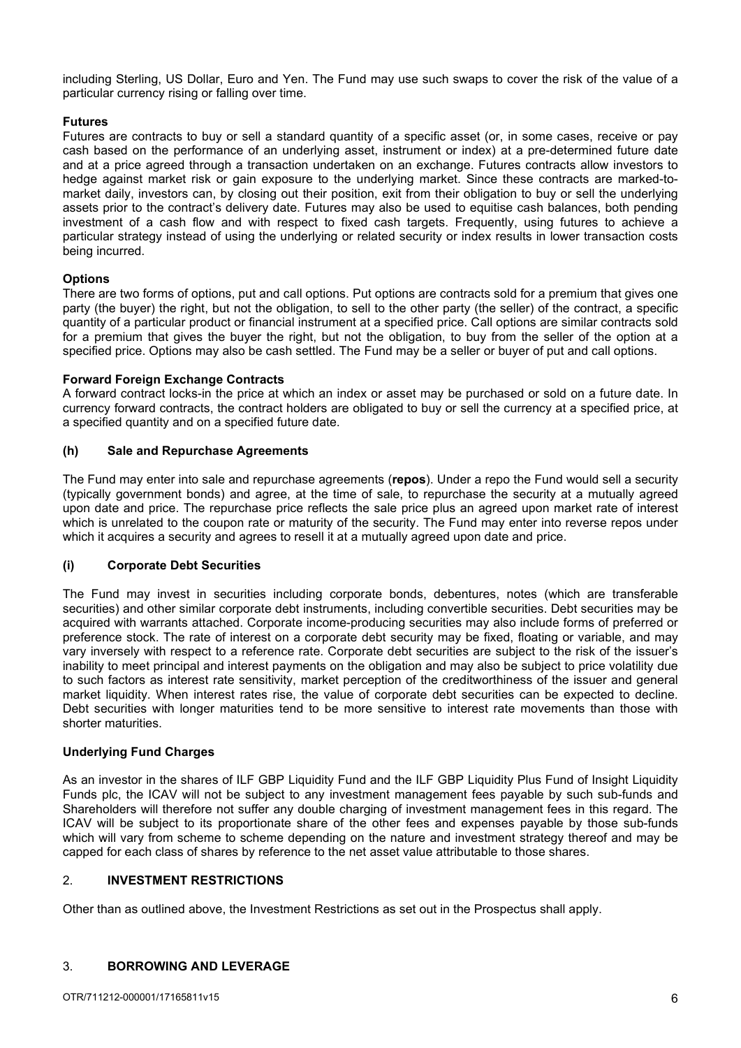including Sterling, US Dollar, Euro and Yen. The Fund may use such swaps to cover the risk of the value of a particular currency rising or falling over time.

**Futures**

Futures are contracts to buy or sell a standard quantity of a specific asset (or, in some cases, receive or pay cash based on the performance of an underlying asset, instrument or index) at a pre-determined future date and at a price agreed through a transaction undertaken on an exchange. Futures contracts allow investors to hedge against market risk or gain exposure to the underlying market. Since these contracts are marked-to-market daily, investors can, by closing out their position, exit from their obligation to buy or sell the underlying assets prior to the contract's delivery date. Futures may also be used to equitise cash balances, both pending investment of a cash flow and with respect to fixed cash targets. Frequently, using futures to achieve a particular strategy instead of using the underlying or related security or index results in lower transaction costs being incurred.

**Options**

There are two forms of options, put and call options. Put options are contracts sold for a premium that gives one party (the buyer) the right, but not the obligation, to sell to the other party (the seller) of the contract, a specific quantity of a particular product or financial instrument at a specified price. Call options are similar contracts sold for a premium that gives the buyer the right, but not the obligation, to buy from the seller of the option at a specified price. Options may also be cash settled. The Fund may be a seller or buyer of put and call options.

**Forward Foreign Exchange Contracts**

A forward contract locks-in the price at which an index or asset may be purchased or sold on a future date. In currency forward contracts, the contract holders are obligated to buy or sell the currency at a specified price, at a specified quantity and on a specified future date.

### (h) Sale and Repurchase Agreements

The Fund may enter into sale and repurchase agreements (**repos**). Under a repo the Fund would sell a security (typically government bonds) and agree, at the time of sale, to repurchase the security at a mutually agreed upon date and price. The repurchase price reflects the sale price plus an agreed upon market rate of interest which is unrelated to the coupon rate or maturity of the security. The Fund may enter into reverse repos under which it acquires a security and agrees to resell it at a mutually agreed upon date and price.

### (i) Corporate Debt Securities

The Fund may invest in securities including corporate bonds, debentures, notes (which are transferable securities) and other similar corporate debt instruments, including convertible securities. Debt securities may be acquired with warrants attached. Corporate income-producing securities may also include forms of preferred or preference stock. The rate of interest on a corporate debt security may be fixed, floating or variable, and may vary inversely with respect to a reference rate. Corporate debt securities are subject to the risk of the issuer's inability to meet principal and interest payments on the obligation and may also be subject to price volatility due to such factors as interest rate sensitivity, market perception of the creditworthiness of the issuer and general market liquidity. When interest rates rise, the value of corporate debt securities can be expected to decline. Debt securities with longer maturities tend to be more sensitive to interest rate movements than those with shorter maturities.

**Underlying Fund Charges**

As an investor in the shares of ILF GBP Liquidity Fund and the ILF GBP Liquidity Plus Fund of Insight Liquidity Funds plc, the ICAV will not be subject to any investment management fees payable by such sub-funds and Shareholders will therefore not suffer any double charging of investment management fees in this regard. The ICAV will be subject to its proportionate share of the other fees and expenses payable by those sub-funds which will vary from scheme to scheme depending on the nature and investment strategy thereof and may be capped for each class of shares by reference to the net asset value attributable to those shares.

## 2. INVESTMENT RESTRICTIONS

Other than as outlined above, the Investment Restrictions as set out in the Prospectus shall apply.

## 3. BORROWING AND LEVERAGE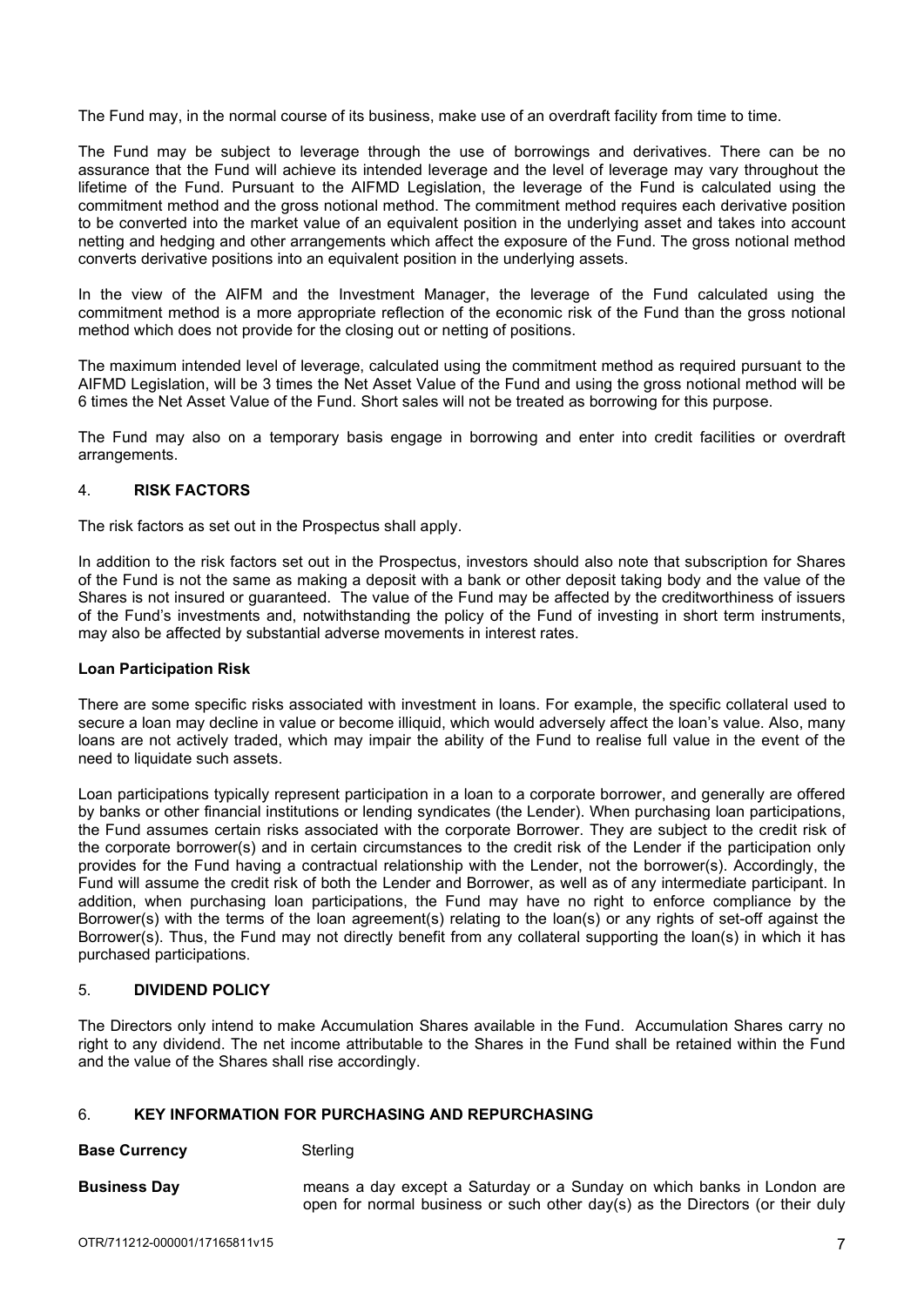The Fund may, in the normal course of its business, make use of an overdraft facility from time to time.

The Fund may be subject to leverage through the use of borrowings and derivatives. There can be no assurance that the Fund will achieve its intended leverage and the level of leverage may vary throughout the lifetime of the Fund. Pursuant to the AIFMD Legislation, the leverage of the Fund is calculated using the commitment method and the gross notional method. The commitment method requires each derivative position to be converted into the market value of an equivalent position in the underlying asset and takes into account netting and hedging and other arrangements which affect the exposure of the Fund. The gross notional method converts derivative positions into an equivalent position in the underlying assets.

In the view of the AIFM and the Investment Manager, the leverage of the Fund calculated using the commitment method is a more appropriate reflection of the economic risk of the Fund than the gross notional method which does not provide for the closing out or netting of positions.

The maximum intended level of leverage, calculated using the commitment method as required pursuant to the AIFMD Legislation, will be 3 times the Net Asset Value of the Fund and using the gross notional method will be 6 times the Net Asset Value of the Fund. Short sales will not be treated as borrowing for this purpose.

The Fund may also on a temporary basis engage in borrowing and enter into credit facilities or overdraft arrangements.

## 4. RISK FACTORS

The risk factors as set out in the Prospectus shall apply.

In addition to the risk factors set out in the Prospectus, investors should also note that subscription for Shares of the Fund is not the same as making a deposit with a bank or other deposit taking body and the value of the Shares is not insured or guaranteed. The value of the Fund may be affected by the creditworthiness of issuers of the Fund's investments and, notwithstanding the policy of the Fund of investing in short term instruments, may also be affected by substantial adverse movements in interest rates.

**Loan Participation Risk**

There are some specific risks associated with investment in loans. For example, the specific collateral used to secure a loan may decline in value or become illiquid, which would adversely affect the loan's value. Also, many loans are not actively traded, which may impair the ability of the Fund to realise full value in the event of the need to liquidate such assets.

Loan participations typically represent participation in a loan to a corporate borrower, and generally are offered by banks or other financial institutions or lending syndicates (the Lender). When purchasing loan participations, the Fund assumes certain risks associated with the corporate Borrower. They are subject to the credit risk of the corporate borrower(s) and in certain circumstances to the credit risk of the Lender if the participation only provides for the Fund having a contractual relationship with the Lender, not the borrower(s). Accordingly, the Fund will assume the credit risk of both the Lender and Borrower, as well as of any intermediate participant. In addition, when purchasing loan participations, the Fund may have no right to enforce compliance by the Borrower(s) with the terms of the loan agreement(s) relating to the loan(s) or any rights of set-off against the Borrower(s). Thus, the Fund may not directly benefit from any collateral supporting the loan(s) in which it has purchased participations.

## 5. DIVIDEND POLICY

The Directors only intend to make Accumulation Shares available in the Fund. Accumulation Shares carry no right to any dividend. The net income attributable to the Shares in the Fund shall be retained within the Fund and the value of the Shares shall rise accordingly.

## 6. KEY INFORMATION FOR PURCHASING AND REPURCHASING

**Base Currency** Sterling

**Business Day** means a day except a Saturday or a Sunday on which banks in London are open for normal business or such other day(s) as the Directors (or their duly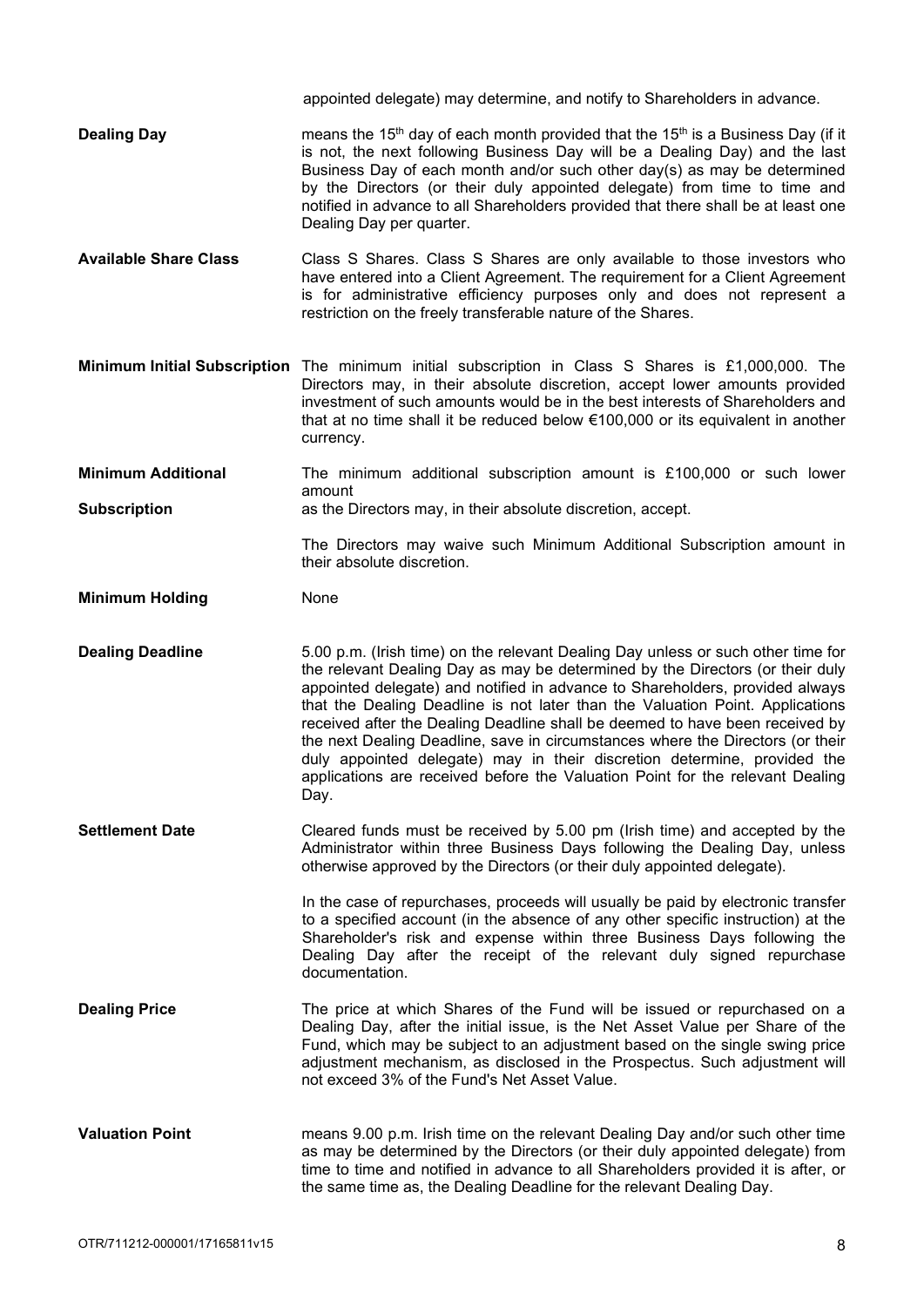appointed delegate) may determine, and notify to Shareholders in advance.

| | |
|---|---|
| **Dealing Day** | means the 15th day of each month provided that the 15th is a Business Day (if it is not, the next following Business Day will be a Dealing Day) and the last Business Day of each month and/or such other day(s) as may be determined by the Directors (or their duly appointed delegate) from time to time and notified in advance to all Shareholders provided that there shall be at least one Dealing Day per quarter. |
| **Available Share Class** | Class S Shares. Class S Shares are only available to those investors who have entered into a Client Agreement. The requirement for a Client Agreement is for administrative efficiency purposes only and does not represent a restriction on the freely transferable nature of the Shares. |
| **Minimum Initial Subscription** | The minimum initial subscription in Class S Shares is £1,000,000. The Directors may, in their absolute discretion, accept lower amounts provided investment of such amounts would be in the best interests of Shareholders and that at no time shall it be reduced below €100,000 or its equivalent in another currency. |
| **Minimum Additional Subscription** | The minimum additional subscription amount is £100,000 or such lower amount as the Directors may, in their absolute discretion, accept.<br><br>The Directors may waive such Minimum Additional Subscription amount in their absolute discretion. |
| **Minimum Holding** | None |
| **Dealing Deadline** | 5.00 p.m. (Irish time) on the relevant Dealing Day unless or such other time for the relevant Dealing Day as may be determined by the Directors (or their duly appointed delegate) and notified in advance to Shareholders, provided always that the Dealing Deadline is not later than the Valuation Point. Applications received after the Dealing Deadline shall be deemed to have been received by the next Dealing Deadline, save in circumstances where the Directors (or their duly appointed delegate) may in their discretion determine, provided the applications are received before the Valuation Point for the relevant Dealing Day. |
| **Settlement Date** | Cleared funds must be received by 5.00 pm (Irish time) and accepted by the Administrator within three Business Days following the Dealing Day, unless otherwise approved by the Directors (or their duly appointed delegate).<br><br>In the case of repurchases, proceeds will usually be paid by electronic transfer to a specified account (in the absence of any other specific instruction) at the Shareholder's risk and expense within three Business Days following the Dealing Day after the receipt of the relevant duly signed repurchase documentation. |
| **Dealing Price** | The price at which Shares of the Fund will be issued or repurchased on a Dealing Day, after the initial issue, is the Net Asset Value per Share of the Fund, which may be subject to an adjustment based on the single swing price adjustment mechanism, as disclosed in the Prospectus. Such adjustment will not exceed 3% of the Fund's Net Asset Value. |
| **Valuation Point** | means 9.00 p.m. Irish time on the relevant Dealing Day and/or such other time as may be determined by the Directors (or their duly appointed delegate) from time to time and notified in advance to all Shareholders provided it is after, or the same time as, the Dealing Deadline for the relevant Dealing Day. |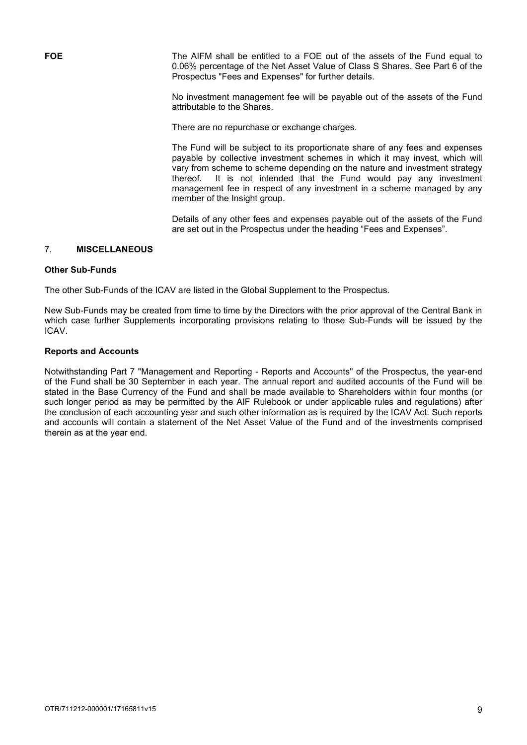**FOE**

The AIFM shall be entitled to a FOE out of the assets of the Fund equal to 0.06% percentage of the Net Asset Value of Class S Shares. See Part 6 of the Prospectus "Fees and Expenses" for further details.

No investment management fee will be payable out of the assets of the Fund attributable to the Shares.

There are no repurchase or exchange charges.

The Fund will be subject to its proportionate share of any fees and expenses payable by collective investment schemes in which it may invest, which will vary from scheme to scheme depending on the nature and investment strategy thereof. It is not intended that the Fund would pay any investment management fee in respect of any investment in a scheme managed by any member of the Insight group.

Details of any other fees and expenses payable out of the assets of the Fund are set out in the Prospectus under the heading "Fees and Expenses".

## 7. MISCELLANEOUS

### Other Sub-Funds

The other Sub-Funds of the ICAV are listed in the Global Supplement to the Prospectus.

New Sub-Funds may be created from time to time by the Directors with the prior approval of the Central Bank in which case further Supplements incorporating provisions relating to those Sub-Funds will be issued by the ICAV.

### Reports and Accounts

Notwithstanding Part 7 "Management and Reporting - Reports and Accounts" of the Prospectus, the year-end of the Fund shall be 30 September in each year. The annual report and audited accounts of the Fund will be stated in the Base Currency of the Fund and shall be made available to Shareholders within four months (or such longer period as may be permitted by the AIF Rulebook or under applicable rules and regulations) after the conclusion of each accounting year and such other information as is required by the ICAV Act. Such reports and accounts will contain a statement of the Net Asset Value of the Fund and of the investments comprised therein as at the year end.